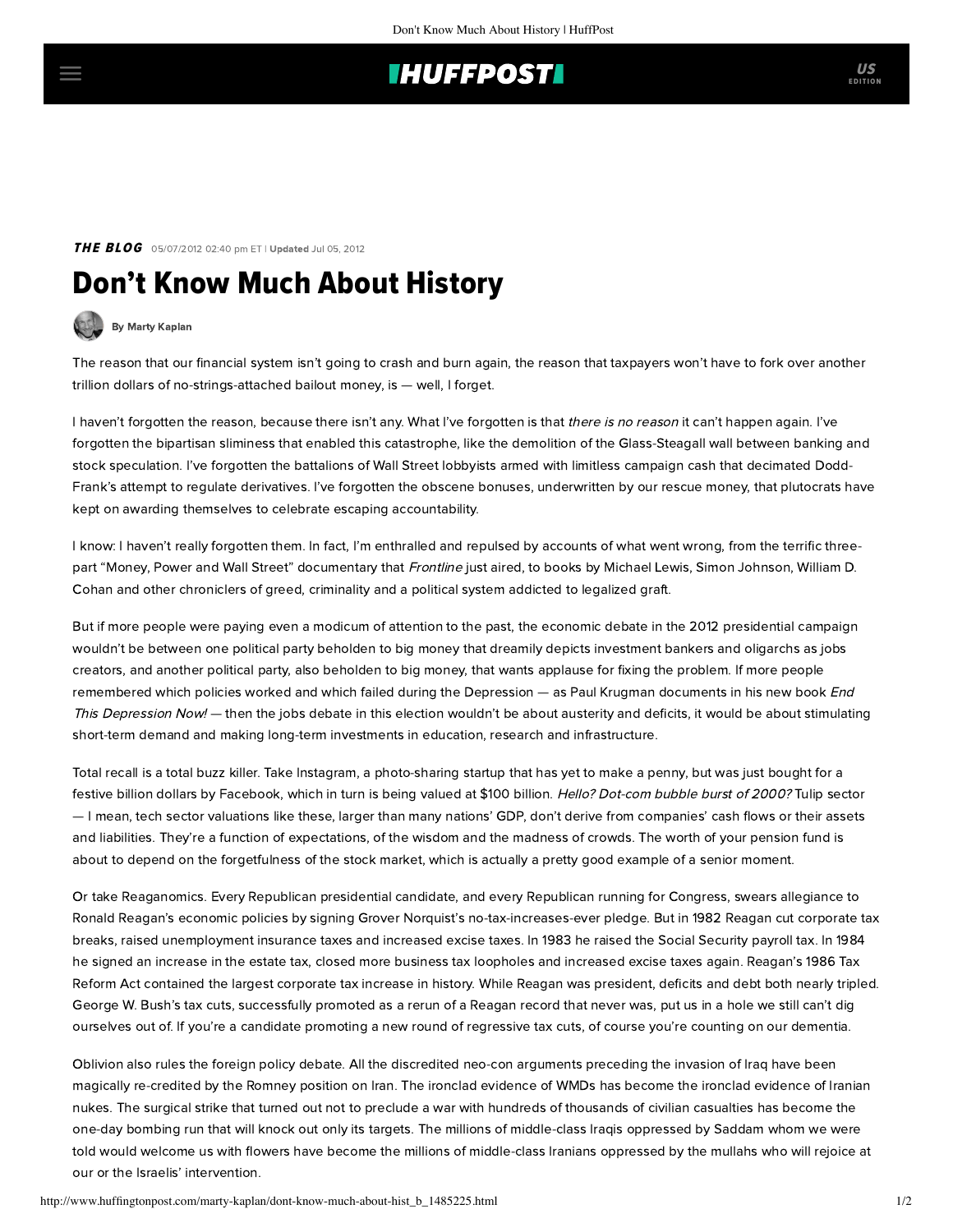**THE BLOG** 05/07/2012 02:40 pm ET | **Updated** Jul 05, 2012

# Don't Know Much About History

By Marty Kaplan

The reason that our financial system isn't going to crash and burn again, the reason that taxpayers won't have to fork over another trillion dollars of no-strings-attached bailout money, is — well, I forget.

I haven't forgotten the reason, because there isn't any. What I've forgotten is that *there is no reason* it can't happen again. I've forgotten the bipartisan sliminess that enabled this catastrophe, like the demolition of the Glass-Steagall wall between banking and stock speculation. I've forgotten the battalions of Wall Street lobbyists armed with limitless campaign cash that decimated Dodd-Frank's attempt to regulate derivatives. I've forgotten the obscene bonuses, underwritten by our rescue money, that plutocrats have kept on awarding themselves to celebrate escaping accountability.

I know: I haven't really forgotten them. In fact, I'm enthralled and repulsed by accounts of what went wrong, from the terrific three-part "Money, Power and Wall Street" documentary that *Frontline* just aired, to books by Michael Lewis, Simon Johnson, William D. Cohan and other chroniclers of greed, criminality and a political system addicted to legalized graft.

But if more people were paying even a modicum of attention to the past, the economic debate in the 2012 presidential campaign wouldn't be between one political party beholden to big money that dreamily depicts investment bankers and oligarchs as jobs creators, and another political party, also beholden to big money, that wants applause for fixing the problem. If more people remembered which policies worked and which failed during the Depression — as Paul Krugman documents in his new book *End This Depression Now!* — then the jobs debate in this election wouldn't be about austerity and deficits, it would be about stimulating short-term demand and making long-term investments in education, research and infrastructure.

Total recall is a total buzz killer. Take Instagram, a photo-sharing startup that has yet to make a penny, but was just bought for a festive billion dollars by Facebook, which in turn is being valued at $100 billion. *Hello? Dot-com bubble burst of 2000?* Tulip sector — I mean, tech sector valuations like these, larger than many nations' GDP, don't derive from companies' cash flows or their assets and liabilities. They're a function of expectations, of the wisdom and the madness of crowds. The worth of your pension fund is about to depend on the forgetfulness of the stock market, which is actually a pretty good example of a senior moment.

Or take Reaganomics. Every Republican presidential candidate, and every Republican running for Congress, swears allegiance to Ronald Reagan's economic policies by signing Grover Norquist's no-tax-increases-ever pledge. But in 1982 Reagan cut corporate tax breaks, raised unemployment insurance taxes and increased excise taxes. In 1983 he raised the Social Security payroll tax. In 1984 he signed an increase in the estate tax, closed more business tax loopholes and increased excise taxes again. Reagan's 1986 Tax Reform Act contained the largest corporate tax increase in history. While Reagan was president, deficits and debt both nearly tripled. George W. Bush's tax cuts, successfully promoted as a rerun of a Reagan record that never was, put us in a hole we still can't dig ourselves out of. If you're a candidate promoting a new round of regressive tax cuts, of course you're counting on our dementia.

Oblivion also rules the foreign policy debate. All the discredited neo-con arguments preceding the invasion of Iraq have been magically re-credited by the Romney position on Iran. The ironclad evidence of WMDs has become the ironclad evidence of Iranian nukes. The surgical strike that turned out not to preclude a war with hundreds of thousands of civilian casualties has become the one-day bombing run that will knock out only its targets. The millions of middle-class Iraqis oppressed by Saddam whom we were told would welcome us with flowers have become the millions of middle-class Iranians oppressed by the mullahs who will rejoice at our or the Israelis' intervention.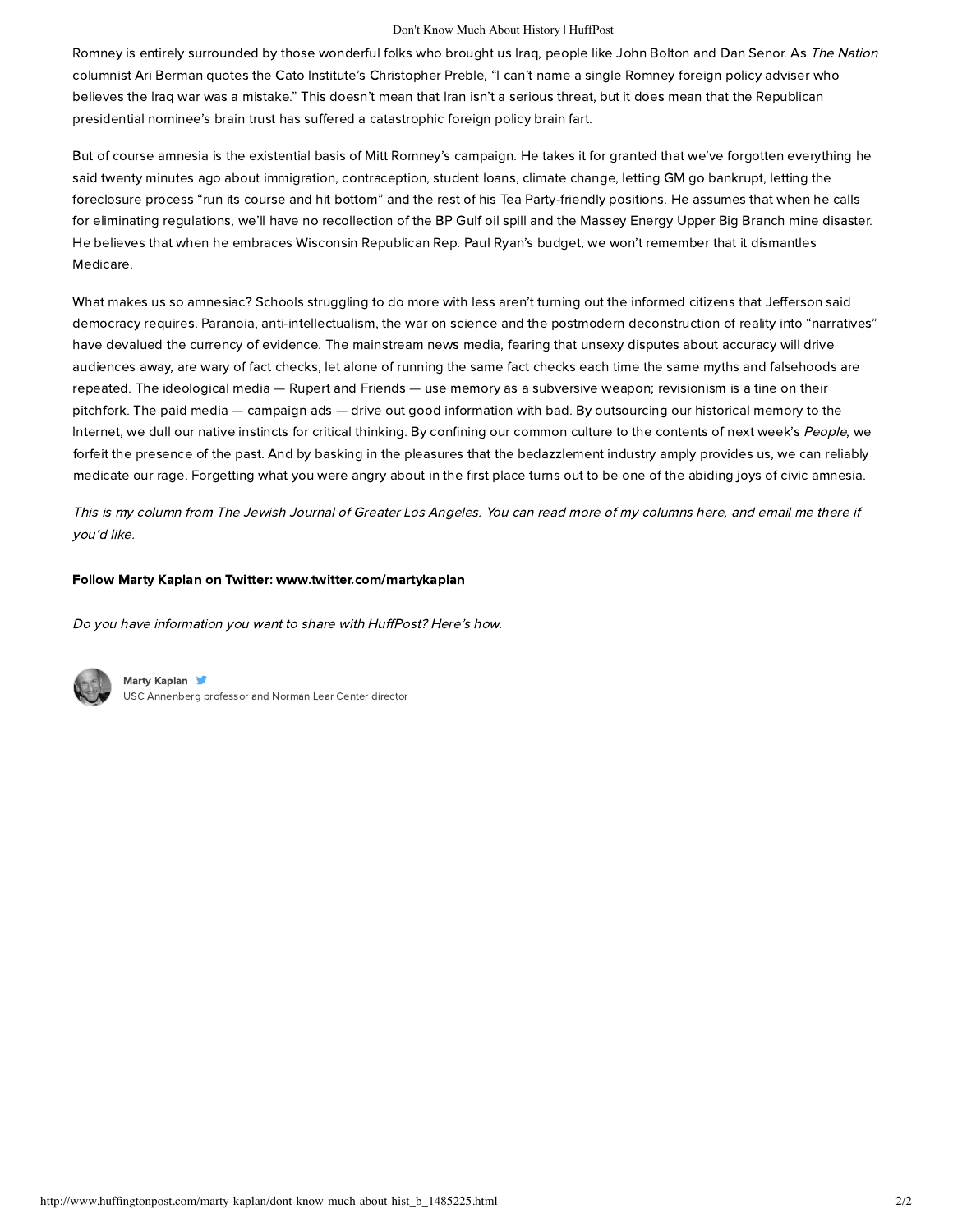Romney is entirely surrounded by those wonderful folks who brought us Iraq, people like John Bolton and Dan Senor. As *The Nation* columnist Ari Berman quotes the Cato Institute's Christopher Preble, "I can't name a single Romney foreign policy adviser who believes the Iraq war was a mistake." This doesn't mean that Iran isn't a serious threat, but it does mean that the Republican presidential nominee's brain trust has suffered a catastrophic foreign policy brain fart.

But of course amnesia is the existential basis of Mitt Romney's campaign. He takes it for granted that we've forgotten everything he said twenty minutes ago about immigration, contraception, student loans, climate change, letting GM go bankrupt, letting the foreclosure process "run its course and hit bottom" and the rest of his Tea Party-friendly positions. He assumes that when he calls for eliminating regulations, we'll have no recollection of the BP Gulf oil spill and the Massey Energy Upper Big Branch mine disaster. He believes that when he embraces Wisconsin Republican Rep. Paul Ryan's budget, we won't remember that it dismantles Medicare.

What makes us so amnesiac? Schools struggling to do more with less aren't turning out the informed citizens that Jefferson said democracy requires. Paranoia, anti-intellectualism, the war on science and the postmodern deconstruction of reality into "narratives" have devalued the currency of evidence. The mainstream news media, fearing that unsexy disputes about accuracy will drive audiences away, are wary of fact checks, let alone of running the same fact checks each time the same myths and falsehoods are repeated. The ideological media — Rupert and Friends — use memory as a subversive weapon; revisionism is a tine on their pitchfork. The paid media — campaign ads — drive out good information with bad. By outsourcing our historical memory to the Internet, we dull our native instincts for critical thinking. By confining our common culture to the contents of next week's *People*, we forfeit the presence of the past. And by basking in the pleasures that the bedazzlement industry amply provides us, we can reliably medicate our rage. Forgetting what you were angry about in the first place turns out to be one of the abiding joys of civic amnesia.

*This is my column from The Jewish Journal of Greater Los Angeles. You can read more of my columns here, and email me there if you'd like.*

**Follow Marty Kaplan on Twitter: www.twitter.com/martykaplan**

*Do you have information you want to share with HuffPost? Here's how.*

---

**Marty Kaplan**
USC Annenberg professor and Norman Lear Center director